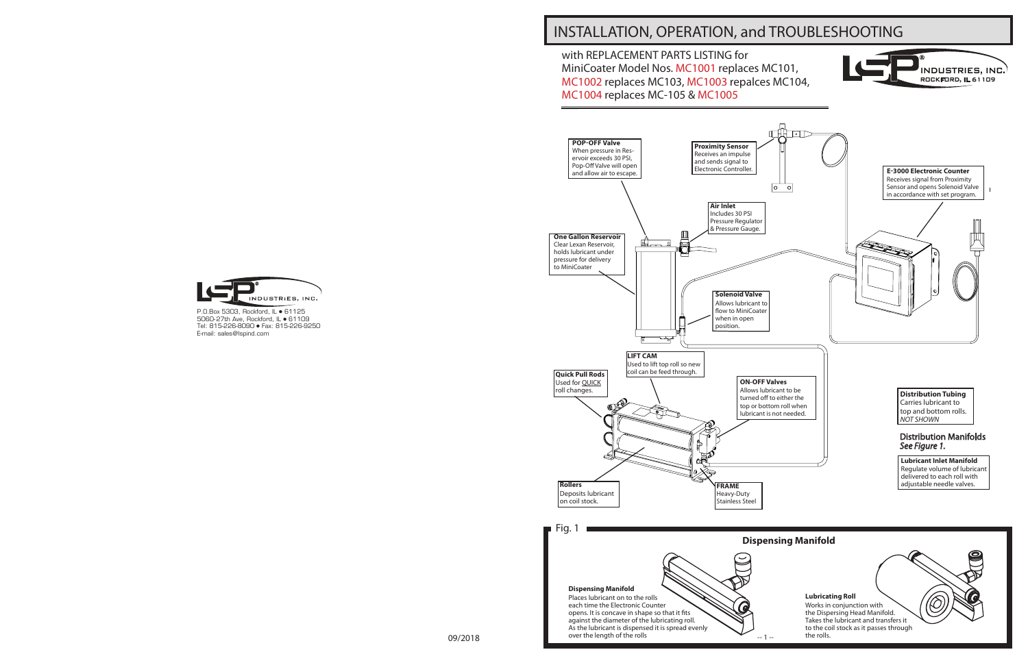# INSTALLATION, OPERATION, and TROUBLESHOOTING

with REPLACEMENT PARTS LISTING for
MiniCoater Model Nos. MC1001 replaces MC101, MC1002 replaces MC103, MC1003 repalces MC104, MC1004 replaces MC-105 & MC1005

LSP INDUSTRIES, INC.
ROCKFORD, IL 61109

LSP INDUSTRIES, INC.
P.O.Box 5303, Rockford, IL • 61125
5060-27th Ave, Rockford, IL • 61109
Tel: 815-226-8090 • Fax: 815-226-9250
E-mail: sales@lspind.com

09/2018

**POP-OFF Valve**
When pressure in Reservoir exceeds 30 PSI, Pop-Off Valve will open and allow air to escape.

**Proximity Sensor**
Receives an impulse and sends signal to Electronic Controller.

**E-3000 Electronic Counter**
Receives signal from Proximity Sensor and opens Solenoid Valve in accordance with set program.

**Air Inlet**
Includes 30 PSI Pressure Regulator & Pressure Gauge.

**One Gallon Reservoir**
Clear Lexan Reservoir, holds lubricant under pressure for delivery to MiniCoater

**Solenoid Valve**
Allows lubricant to flow to MiniCoater when in open position.

**LIFT CAM**
Used to lift top roll so new coil can be feed through.

**Quick Pull Rods**
Used for QUICK roll changes.

**ON-OFF Valves**
Allows lubricant to be turned off to either the top or bottom roll when lubricant is not needed.

**Distribution Tubing**
Carries lubricant to top and bottom rolls.
*NOT SHOWN*

Distribution Manifolds
*See Figure 1.*

**Lubricant Inlet Manifold**
Regulate volume of lubricant delivered to each roll with adjustable needle valves.

**Rollers**
Deposits lubricant on coil stock.

**FRAME**
Heavy-Duty Stainless Steel

Fig. 1

## Dispensing Manifold

**Dispensing Manifold**
Places lubricant on to the rolls each time the Electronic Counter opens. It is concave in shape so that it fits against the diameter of the lubricating roll. As the lubricant is dispensed it is spread evenly over the length of the rolls

**Lubricating Roll**
Works in conjunction with the Dispersing Head Manifold. Takes the lubricant and transfers it to the coil stock as it passes through the rolls.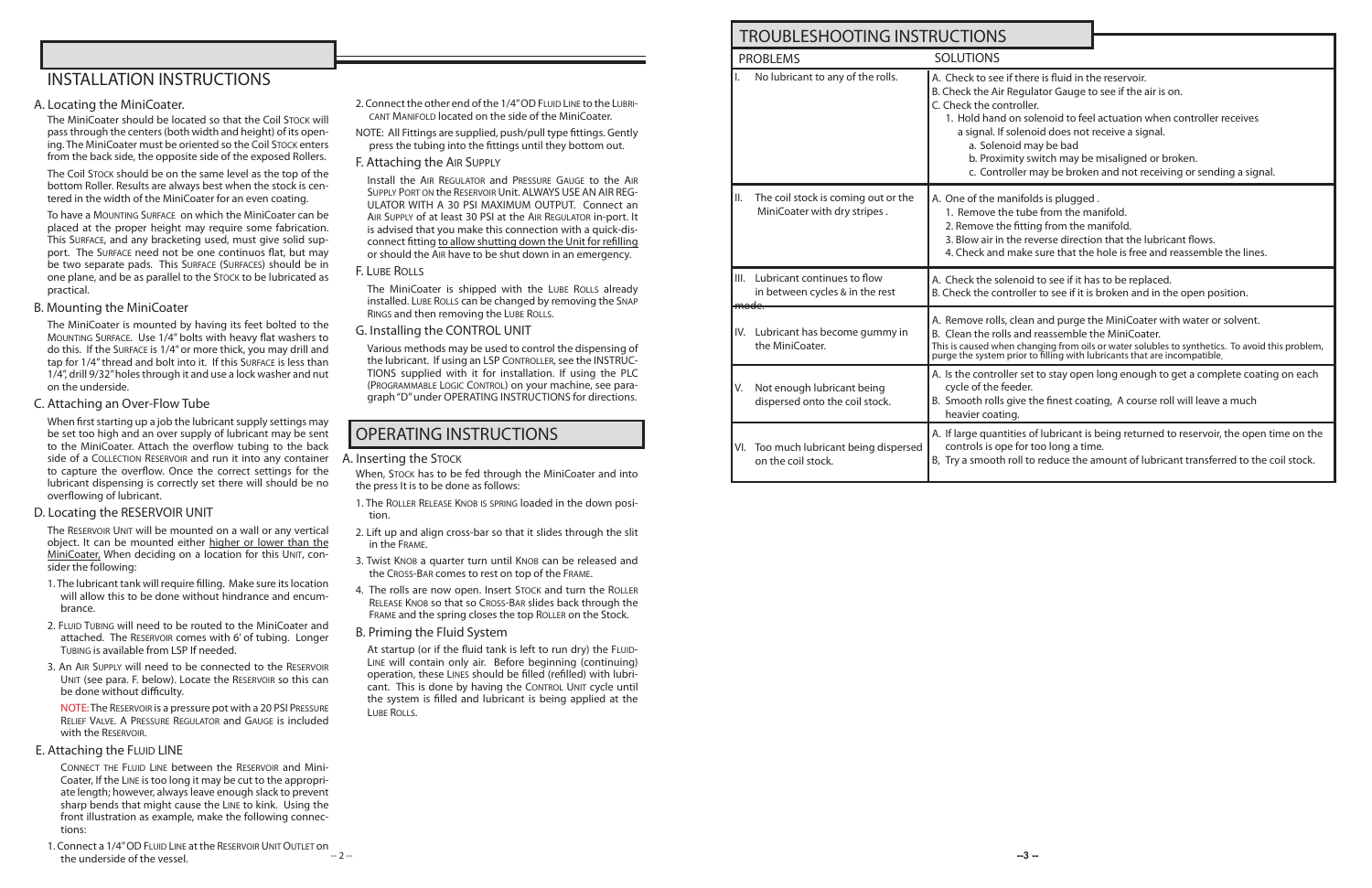## INSTALLATION INSTRUCTIONS

### A. Locating the MiniCoater.

The MiniCoater should be located so that the Coil Stock will pass through the centers (both width and height) of its opening. The MiniCoater must be oriented so the Coil Stock enters from the back side, the opposite side of the exposed Rollers.

The Coil Stock should be on the same level as the top of the bottom Roller. Results are always best when the stock is centered in the width of the MiniCoater for an even coating.

To have a Mounting Surface on which the MiniCoater can be placed at the proper height may require some fabrication. This Surface, and any bracketing used, must give solid support. The Surface need not be one continuos flat, but may be two separate pads. This Surface (Surfaces) should be in one plane, and be as parallel to the Stock to be lubricated as practical.

### B. Mounting the MiniCoater

The MiniCoater is mounted by having its feet bolted to the Mounting Surface. Use 1/4" bolts with heavy flat washers to do this. If the Surface is 1/4" or more thick, you may drill and tap for 1/4" thread and bolt into it. If this Surface is less than 1/4", drill 9/32" holes through it and use a lock washer and nut on the underside.

### C. Attaching an Over-Flow Tube

When first starting up a job the lubricant supply settings may be set too high and an over supply of lubricant may be sent to the MiniCoater. Attach the overflow tubing to the back side of a Collection Reservoir and run it into any container to capture the overflow. Once the correct settings for the lubricant dispensing is correctly set there will should be no overflowing of lubricant.

### D. Locating the RESERVOIR UNIT

The Reservoir Unit will be mounted on a wall or any vertical object. It can be mounted either higher or lower than the MiniCoater. When deciding on a location for this Unit, consider the following:

1. The lubricant tank will require filling. Make sure its location will allow this to be done without hindrance and encumbrance.
2. Fluid Tubing will need to be routed to the MiniCoater and attached. The Reservoir comes with 6' of tubing. Longer Tubing is available from LSP If needed.
3. An Air Supply will need to be connected to the Reservoir Unit (see para. F. below). Locate the Reservoir so this can be done without difficulty.

NOTE: The Reservoir is a pressure pot with a 20 PSI Pressure Relief Valve. A Pressure Regulator and Gauge is included with the Reservoir.

### E. Attaching the Fluid LINE

Connect the Fluid Line between the Reservoir and MiniCoater, If the Line is too long it may be cut to the appropriate length; however, always leave enough slack to prevent sharp bends that might cause the Line to kink. Using the front illustration as example, make the following connections:

1. Connect a 1/4" OD Fluid Line at the Reservoir Unit Outlet on the underside of the vessel.
2. Connect the other end of the 1/4" OD Fluid Line to the Lubricant Manifold located on the side of the MiniCoater.

NOTE: All Fittings are supplied, push/pull type fittings. Gently press the tubing into the fittings until they bottom out.

### F. Attaching the Air Supply

Install the Air Regulator and Pressure Gauge to the Air Supply Port on the Reservoir Unit. ALWAYS USE AN AIR REGULATOR WITH A 30 PSI MAXIMUM OUTPUT. Connect an Air Supply of at least 30 PSI at the Air Regulator in-port. It is advised that you make this connection with a quick-disconnect fitting to allow shutting down the Unit for refilling or should the Air have to be shut down in an emergency.

### F. Lube Rolls

The MiniCoater is shipped with the Lube Rolls already installed. Lube Rolls can be changed by removing the Snap Rings and then removing the Lube Rolls.

### G. Installing the CONTROL UNIT

Various methods may be used to control the dispensing of the lubricant. If using an LSP Controller, see the INSTRUCTIONS supplied with it for installation. If using the PLC (Programmable Logic Control) on your machine, see paragraph "D" under OPERATING INSTRUCTIONS for directions.

## OPERATING INSTRUCTIONS

### A. Inserting the Stock

When, Stock has to be fed through the MiniCoater and into the press It is to be done as follows:

1. The Roller Release Knob is spring loaded in the down position.
2. Lift up and align cross-bar so that it slides through the slit in the Frame.
3. Twist Knob a quarter turn until Knob can be released and the Cross-Bar comes to rest on top of the Frame.
4. The rolls are now open. Insert Stock and turn the Roller Release Knob so that so Cross-Bar slides back through the Frame and the spring closes the top Roller on the Stock.

### B. Priming the Fluid System

At startup (or if the fluid tank is left to run dry) the Fluid-Line will contain only air. Before beginning (continuing) operation, these Lines should be filled (refilled) with lubricant. This is done by having the Control Unit cycle until the system is filled and lubricant is being applied at the Lube Rolls.

## TROUBLESHOOTING INSTRUCTIONS

| PROBLEMS | SOLUTIONS |
|---|---|
| I. No lubricant to any of the rolls. | A. Check to see if there is fluid in the reservoir.<br>B. Check the Air Regulator Gauge to see if the air is on.<br>C. Check the controller.<br>1. Hold hand on solenoid to feel actuation when controller receives a signal. If solenoid does not receive a signal.<br>a. Solenoid may be bad<br>b. Proximity switch may be misaligned or broken.<br>c. Controller may be broken and not receiving or sending a signal. |
| II. The coil stock is coming out or the MiniCoater with dry stripes . | A. One of the manifolds is plugged .<br>1. Remove the tube from the manifold.<br>2. Remove the fitting from the manifold.<br>3. Blow air in the reverse direction that the lubricant flows.<br>4. Check and make sure that the hole is free and reassemble the lines. |
| III. Lubricant continues to flow in between cycles & in the rest mode. | A. Check the solenoid to see if it has to be replaced.<br>B. Check the controller to see if it is broken and in the open position. |
| IV. Lubricant has become gummy in the MiniCoater. | A. Remove rolls, clean and purge the MiniCoater with water or solvent.<br>B. Clean the rolls and reassemble the MiniCoater.<br>This is caused when changing from oils or water solubles to synthetics. To avoid this problem, purge the system prior to filling with lubricants that are incompatible. |
| V. Not enough lubricant being dispersed onto the coil stock. | A. Is the controller set to stay open long enough to get a complete coating on each cycle of the feeder.<br>B. Smooth rolls give the finest coating, A course roll will leave a much heavier coating. |
| VI. Too much lubricant being dispersed on the coil stock. | A. If large quantities of lubricant is being returned to reservoir, the open time on the controls is ope for too long a time.<br>B, Try a smooth roll to reduce the amount of lubricant transferred to the coil stock. |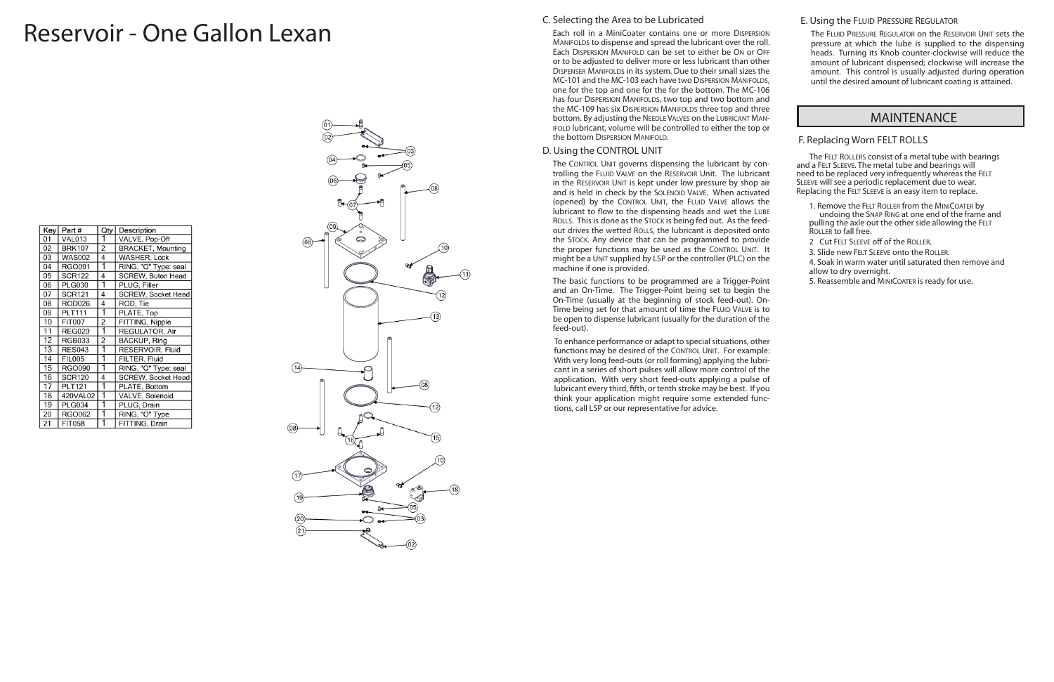# Reservoir - One Gallon Lexan

| Key | Part # | Qty | Description |
|---|---|---|---|
| 01 | VAL013 | 1 | VALVE, Pop-Off |
| 02 | BRK107 | 2 | BRACKET, Mounting |
| 03 | WAS002 | 4 | WASHER, Lock |
| 04 | RGO091 | 1 | RING, "O" Type: seal |
| 05 | SCR122 | 4 | SCREW, Buton Head |
| 06 | PLG030 | 1 | PLUG, Filler |
| 07 | SCR121 | 4 | SCREW, Socket Head |
| 08 | ROD026 | 4 | ROD, Tie |
| 09 | PLT111 | 1 | PLATE, Top |
| 10 | FIT007 | 2 | FITTING, Nipple |
| 11 | REG020 | 1 | REGULATOR, Air |
| 12 | RGB033 | 2 | BACKUP, Ring |
| 13 | RES043 | 1 | RESERVOIR, Fluid |
| 14 | FIL005 | 1 | FILTER, Fluid |
| 15 | RGO090 | 1 | RING, "O" Type: seal |
| 16 | SCR120 | 4 | SCREW, Socket Head |
| 17 | PLT121 | 1 | PLATE, Bottom |
| 18 | 420VAL02 | 1 | VALVE, Solenoid |
| 19 | PLG034 | 1 | PLUG, Drain |
| 20 | RGO062 | 1 | RING, "O" Type |
| 21 | FIT058 | 1 | FITTING, Drain |

### C. Selecting the Area to be Lubricated

Each roll in a MiniCoater contains one or more Dispersion Manifolds to dispense and spread the lubricant over the roll. Each Dispersion Manifold can be set to either be On or Off or to be adjusted to deliver more or less lubricant than other Dispenser Manifolds in its system. Due to their small sizes the MC-101 and the MC-103 each have two Dispersion Manifolds, one for the top and one for the for the bottom. The MC-106 has four Dispersion Manifolds, two top and two bottom and the MC-109 has six Dispersion Manifolds three top and three bottom. By adjusting the Needle Valves on the Lubricant Manifold lubricant, volume will be controlled to either the top or the bottom Dispersion Manifold.

### D. Using the CONTROL UNIT

The Control Unit governs dispensing the lubricant by controlling the Fluid Valve on the Reservoir Unit. The lubricant in the Reservoir Unit is kept under low pressure by shop air and is held in check by the Solenoid Valve. When activated (opened) by the Control Unit, the Fluid Valve allows the lubricant to flow to the dispensing heads and wet the Lube Rolls. This is done as the Stock is being fed out. As the feed-out drives the wetted Rolls, the lubricant is deposited onto the Stock. Any device that can be programmed to provide the proper functions may be used as the Control Unit. It might be a Unit supplied by LSP or the controller (PLC) on the machine if one is provided.

The basic functions to be programmed are a Trigger-Point and an On-Time. The Trigger-Point being set to begin the On-Time (usually at the beginning of stock feed-out). On-Time being set for that amount of time the Fluid Valve is to be open to dispense lubricant (usually for the duration of the feed-out).

To enhance performance or adapt to special situations, other functions may be desired of the Control Unit. For example: With very long feed-outs (or roll forming) applying the lubricant in a series of short pulses will allow more control of the application. With very short feed-outs applying a pulse of lubricant every third, fifth, or tenth stroke may be best. If you think your application might require some extended functions, call LSP or our representative for advice.

### E. Using the Fluid Pressure Regulator

The Fluid Pressure Regulator on the Reservoir Unit sets the pressure at which the lube is supplied to the dispensing heads. Turning its Knob counter-clockwise will reduce the amount of lubricant dispensed; clockwise will increase the amount. This control is usually adjusted during operation until the desired amount of lubricant coating is attained.

## MAINTENANCE

### F. Replacing Worn FELT ROLLS

The Felt Rollers consist of a metal tube with bearings and a Felt Sleeve. The metal tube and bearings will need to be replaced very infrequently whereas the Felt Sleeve will see a periodic replacement due to wear. Replacing the Felt Sleeve is an easy item to replace.

1. Remove the Felt Roller from the MiniCoater by undoing the Snap Ring at one end of the frame and pulling the axle out the other side allowing the Felt Roller to fall free.
2. Cut Felt Sleeve off of the Roller.
3. Slide new Felt Sleeve onto the Roller.
4. Soak in warm water until saturated then remove and allow to dry overnight.
5. Reassemble and MiniCoater is ready for use.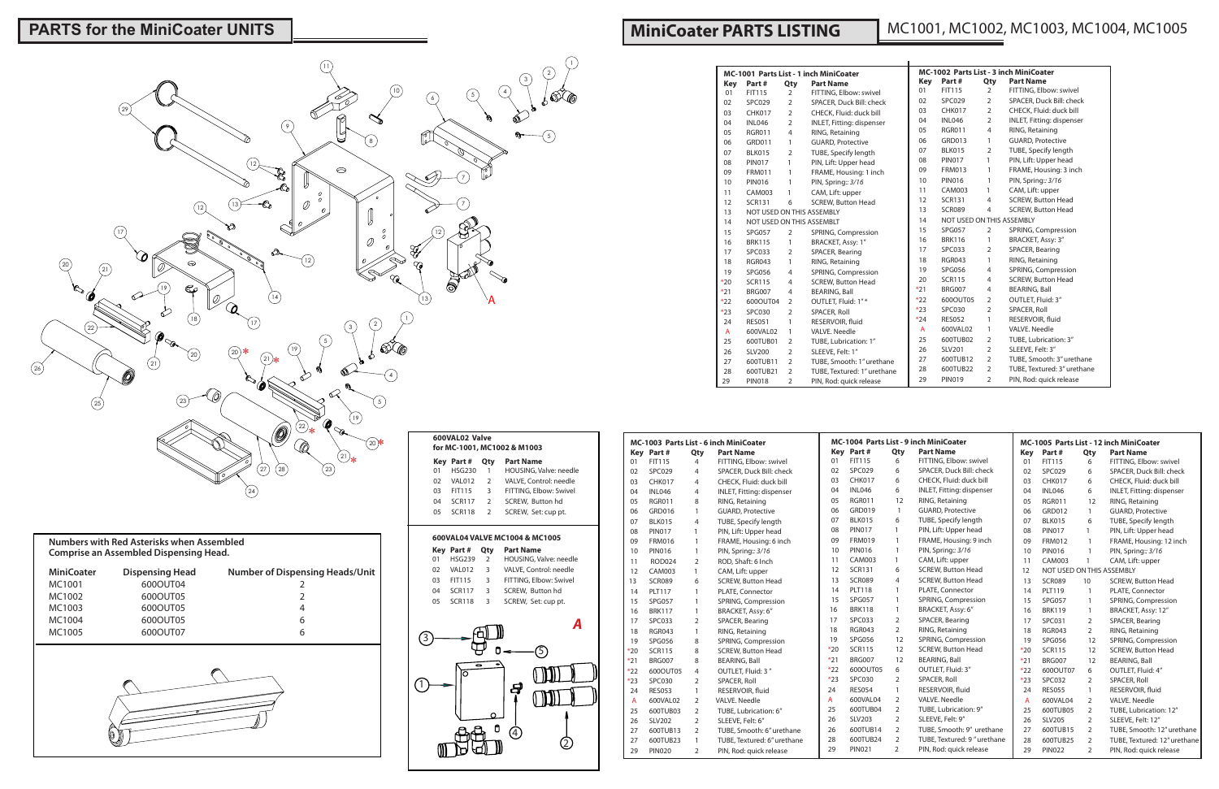# PARTS for the MiniCoater UNITS

# MiniCoater PARTS LISTING

MC1001, MC1002, MC1003, MC1004, MC1005

### MC-1001 Parts List - 1 inch MiniCoater

| Key | Part # | Qty | Part Name |
|---|---|---|---|
| 01 | FIT115 | 2 | FITTING, Elbow: swivel |
| 02 | SPC029 | 2 | SPACER, Duck Bill: check |
| 03 | CHK017 | 2 | CHECK, Fluid: duck bill |
| 04 | INL046 | 2 | INLET, Fitting: dispenser |
| 05 | RGR011 | 4 | RING, Retaining |
| 06 | GRD011 | 1 | GUARD, Protective |
| 07 | BLK015 | 2 | TUBE, Specify length |
| 08 | PIN017 | 1 | PIN, Lift: Upper head |
| 09 | FRM011 | 1 | FRAME, Housing: 1 inch |
| 10 | PIN016 | 1 | PIN, Spring:: 3/16 |
| 11 | CAM003 | 1 | CAM, Lift: upper |
| 12 | SCR131 | 6 | SCREW, Button Head |
| 13 | NOT USED ON THIS ASSEMBLY | | |
| 14 | NOT USED ON THIS ASSEMBLT | | |
| 15 | SPG057 | 2 | SPRING, Compression |
| 16 | BRK115 | 1 | BRACKET, Assy: 1" |
| 17 | SPC033 | 2 | SPACER, Bearing |
| 18 | RGR043 | 1 | RING, Retaining |
| 19 | SPG056 | 4 | SPRING, Compression |
| *20 | SCR115 | 4 | SCREW, Button Head |
| *21 | BRG007 | 4 | BEARING, Ball |
| *22 | 600OUT04 | 2 | OUTLET, Fluid: 1"* |
| *23 | SPC030 | 2 | SPACER, Roll |
| 24 | RES051 | 1 | RESERVOIR, fluid |
| A | 600VAL02 | 1 | VALVE. Needle |
| 25 | 600TUB01 | 2 | TUBE, Lubrication: 1" |
| 26 | SLV200 | 2 | SLEEVE, Felt: 1" |
| 27 | 600TUB11 | 2 | TUBE, Smooth: 1" urethane |
| 28 | 600TUB21 | 2 | TUBE, Textured: 1" urethane |
| 29 | PIN018 | 2 | PIN, Rod: quick release |

### MC-1002 Parts List - 3 inch MiniCoater

| Key | Part # | Qty | Part Name |
|---|---|---|---|
| 01 | FIT115 | 2 | FITTING, Elbow: swivel |
| 02 | SPC029 | 2 | SPACER, Duck Bill: check |
| 03 | CHK017 | 2 | CHECK, Fluid: duck bill |
| 04 | INL046 | 2 | INLET, Fitting: dispenser |
| 05 | RGR011 | 4 | RING, Retaining |
| 06 | GRD013 | 1 | GUARD, Protective |
| 07 | BLK015 | 2 | TUBE, Specify length |
| 08 | PIN017 | 1 | PIN, Lift: Upper head |
| 09 | FRM013 | 1 | FRAME, Housing: 3 inch |
| 10 | PIN016 | 1 | PIN, Spring:: 3/16 |
| 11 | CAM003 | 1 | CAM, Lift: upper |
| 12 | SCR131 | 4 | SCREW, Button Head |
| 13 | SCR089 | 4 | SCREW, Button Head |
| 14 | NOT USED ON THIS ASSEMBLY | | |
| 15 | SPG057 | 2 | SPRING, Compression |
| 16 | BRK116 | 1 | BRACKET, Assy: 3" |
| 17 | SPC033 | 2 | SPACER, Bearing |
| 18 | RGR043 | 1 | RING, Retaining |
| 19 | SPG056 | 4 | SPRING, Compression |
| 20 | SCR115 | 4 | SCREW, Button Head |
| *21 | BRG007 | 4 | BEARING, Ball |
| *22 | 600OUT05 | 2 | OUTLET, Fluid: 3" |
| *23 | SPC030 | 2 | SPACER, Roll |
| *24 | RES052 | 1 | RESERVOIR, fluid |
| A | 600VAL02 | 1 | VALVE. Needle |
| 25 | 600TUB02 | 2 | TUBE, Lubrication: 3" |
| 26 | SLV201 | 2 | SLEEVE, Felt: 3" |
| 27 | 600TUB12 | 2 | TUBE, Smooth: 3" urethane |
| 28 | 600TUB22 | 2 | TUBE, Textured: 3" urethane |
| 29 | PIN019 | 2 | PIN, Rod: quick release |

### 600VAL02 Valve for MC-1001, MC1002 & M1003

| Key | Part # | Qty | Part Name |
|---|---|---|---|
| 01 | HSG230 | 1 | HOUSING, Valve: needle |
| 02 | VAL012 | 2 | VALVE, Control: needle |
| 03 | FIT115 | 3 | FITTING, Elbow: Swivel |
| 04 | SCR117 | 2 | SCREW, Button hd |
| 05 | SCR118 | 2 | SCREW, Set: cup pt. |

### 600VAL04 VALVE MC1004 & MC1005

| Key | Part # | Qty | Part Name |
|---|---|---|---|
| 01 | HSG239 | 2 | HOUSING, Valve: needle |
| 02 | VAL012 | 3 | VALVE, Control: needle |
| 03 | FIT115 | 3 | FITTING, Elbow: Swivel |
| 04 | SCR117 | 3 | SCREW, Button hd |
| 05 | SCR118 | 3 | SCREW, Set: cup pt. |

**Numbers with Red Asterisks when Assembled Comprise an Assembled Dispensing Head.**

| MiniCoater | Dispensing Head | Number of Dispensing Heads/Unit |
|---|---|---|
| MC1001 | 600OUT04 | 2 |
| MC1002 | 600OUT05 | 2 |
| MC1003 | 600OUT05 | 4 |
| MC1004 | 600OUT05 | 6 |
| MC1005 | 600OUT07 | 6 |

### MC-1003 Parts List - 6 inch MiniCoater

| Key | Part # | Qty | Part Name |
|---|---|---|---|
| 01 | FIT115 | 4 | FITTING, Elbow: swivel |
| 02 | SPC029 | 4 | SPACER, Duck Bill: check |
| 03 | CHK017 | 4 | CHECK, Fluid: duck bill |
| 04 | INL046 | 4 | INLET, Fitting: dispenser |
| 05 | RGR011 | 8 | RING, Retaining |
| 06 | GRD016 | 1 | GUARD, Protective |
| 07 | BLK015 | 4 | TUBE, Specify length |
| 08 | PIN017 | 1 | PIN, Lift: Upper head |
| 09 | FRM016 | 1 | FRAME, Housing: 6 inch |
| 10 | PIN016 | 1 | PIN, Spring:: 3/16 |
| 11 | ROD024 | 2 | ROD, Shaft: 6 Inch |
| 12 | CAM003 | 1 | CAM, Lift: upper |
| 13 | SCR089 | 6 | SCREW, Button Head |
| 14 | PLT117 | 1 | PLATE, Connector |
| 15 | SPG057 | 1 | SPRING, Compression |
| 16 | BRK117 | 1 | BRACKET, Assy: 6" |
| 17 | SPC033 | 2 | SPACER, Bearing |
| 18 | RGR043 | 1 | RING, Retaining |
| 19 | SPG056 | 8 | SPRING, Compression |
| *20 | SCR115 | 8 | SCREW, Button Head |
| *21 | BRG007 | 8 | BEARING, Ball |
| *22 | 600OUT05 | 4 | OUTLET, Fluid: 3" |
| *23 | SPC030 | 2 | SPACER, Roll |
| 24 | RES053 | 1 | RESERVOIR, fluid |
| A | 600VAL02 | 2 | VALVE. Needle |
| 25 | 600TUB03 | 2 | TUBE, Lubrication: 6" |
| 26 | SLV202 | 2 | SLEEVE, Felt: 6" |
| 27 | 600TUB13 | 2 | TUBE, Smooth: 6" urethane |
| 27 | 600TUB23 | 1 | TUBE, Textured: 6" urethane |
| 29 | PIN020 | 2 | PIN, Rod: quick release |

### MC-1004 Parts List - 9 inch MiniCoater

| Key | Part # | Qty | Part Name |
|---|---|---|---|
| 01 | FIT115 | 6 | FITTING, Elbow: swivel |
| 02 | SPC029 | 6 | SPACER, Duck Bill: check |
| 03 | CHK017 | 6 | CHECK, Fluid: duck bill |
| 04 | INL046 | 6 | INLET, Fitting: dispenser |
| 05 | RGR011 | 12 | RING, Retaining |
| 06 | GRD019 | 1 | GUARD, Protective |
| 07 | BLK015 | 6 | TUBE, Specify length |
| 08 | PIN017 | 1 | PIN, Lift: Upper head |
| 09 | FRM019 | 1 | FRAME, Housing: 9 inch |
| 10 | PIN016 | 1 | PIN, Spring:: 3/16 |
| 11 | CAM003 | 1 | CAM, Lift: upper |
| 12 | SCR131 | 6 | SCREW, Button Head |
| 13 | SCR089 | 4 | SCREW, Button Head |
| 14 | PLT118 | 1 | PLATE, Connector |
| 15 | SPG057 | 1 | SPRING, Compression |
| 16 | BRK118 | 1 | BRACKET, Assy: 6" |
| 17 | SPC033 | 2 | SPACER, Bearing |
| 18 | RGR043 | 2 | RING, Retaining |
| 19 | SPG056 | 12 | SPRING, Compression |
| *20 | SCR115 | 12 | SCREW, Button Head |
| *21 | BRG007 | 12 | BEARING, Ball |
| *22 | 600OUT05 | 6 | OUTLET, Fluid: 3" |
| *23 | SPC030 | 2 | SPACER, Roll |
| 24 | RES054 | 1 | RESERVOIR, fluid |
| A | 600VAL04 | 2 | VALVE. Needle |
| 25 | 600TUB04 | 2 | TUBE, Lubrication: 9" |
| 26 | SLV203 | 2 | SLEEVE, Felt: 9" |
| 27 | 600TUB14 | 2 | TUBE, Smooth: 9" urethane |
| 28 | 600TUB24 | 2 | TUBE, Textured: 9" urethane |
| 29 | PIN021 | 2 | PIN, Rod: quick release |

### MC-1005 Parts List - 12 inch MiniCoater

| Key | Part # | Qty | Part Name |
|---|---|---|---|
| 01 | FIT115 | 6 | FITTING, Elbow: swivel |
| 02 | SPC029 | 6 | SPACER, Duck Bill: check |
| 03 | CHK017 | 6 | CHECK, Fluid: duck bill |
| 04 | INL046 | 6 | INLET, Fitting: dispenser |
| 05 | RGR011 | 12 | RING, Retaining |
| 06 | GRD012 | 1 | GUARD, Protective |
| 07 | BLK015 | 6 | TUBE, Specify length |
| 08 | PIN017 | 1 | PIN, Lift: Upper head |
| 09 | FRM012 | 1 | FRAME, Housing: 12 inch |
| 10 | PIN016 | 1 | PIN, Spring:: 3/16 |
| 11 | CAM003 | 1 | CAM, Lift: upper |
| 12 | NOT USED ON THIS ASSEMBLY | | |
| 13 | SCR089 | 10 | SCREW, Button Head |
| 14 | PLT119 | 1 | PLATE, Connector |
| 15 | SPG057 | 1 | SPRING, Compression |
| 16 | BRK119 | 1 | BRACKET, Assy: 12" |
| 17 | SPC031 | 2 | SPACER, Bearing |
| 18 | RGR043 | 2 | RING, Retaining |
| 19 | SPG056 | 12 | SPRING, Compression |
| *20 | SCR115 | 12 | SCREW, Button Head |
| *21 | BRG007 | 12 | BEARING, Ball |
| *22 | 600OUT07 | 6 | OUTLET, Fluid: 4" |
| *23 | SPC032 | 2 | SPACER, Roll |
| 24 | RES055 | 1 | RESERVOIR, fluid |
| A | 600VAL04 | 2 | VALVE. Needle |
| 25 | 600TUB05 | 2 | TUBE, Lubrication: 12" |
| 26 | SLV205 | 2 | SLEEVE, Felt: 12" |
| 27 | 600TUB15 | 2 | TUBE, Smooth: 12" urethane |
| 28 | 600TUB25 | 2 | TUBE, Textured: 12" urethane |
| 29 | PIN022 | 2 | PIN, Rod: quick release |